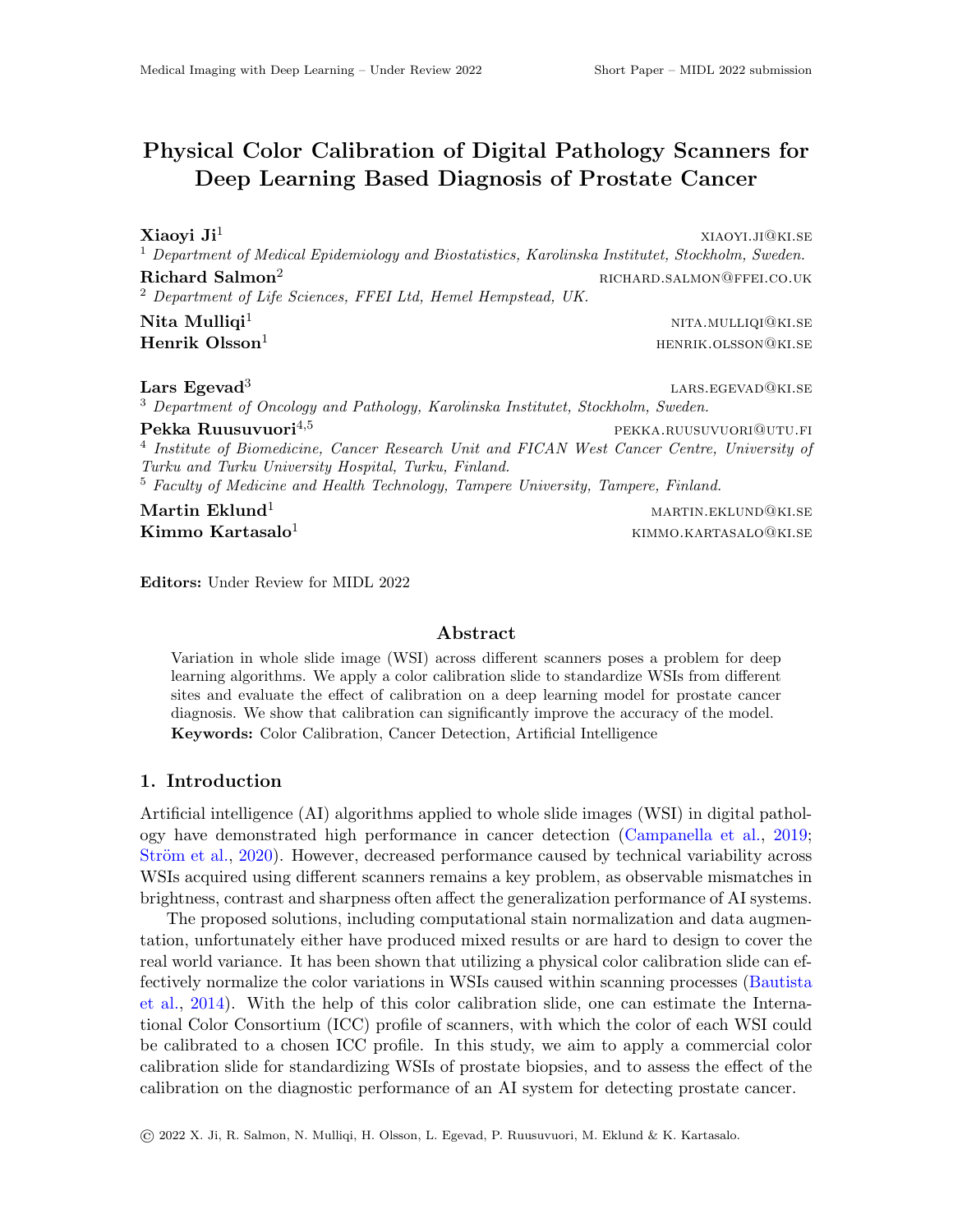# Physical Color Calibration of Digital Pathology Scanners for Deep Learning Based Diagnosis of Prostate Cancer

**Xiaoyi Ji**[1] XIAOYI.JI@KI.SE
[1] *Department of Medical Epidemiology and Biostatistics, Karolinska Institutet, Stockholm, Sweden.*

**Richard Salmon**[2] RICHARD.SALMON@FFEI.CO.UK
[2] *Department of Life Sciences, FFEI Ltd, Hemel Hempstead, UK.*

**Nita Mulliqi**[1] NITA.MULLIQI@KI.SE
**Henrik Olsson**[1] HENRIK.OLSSON@KI.SE

**Lars Egevad**[3] LARS.EGEVAD@KI.SE
[3] *Department of Oncology and Pathology, Karolinska Institutet, Stockholm, Sweden.*

**Pekka Ruusuvuori**[4,5] PEKKA.RUUSUVUORI@UTU.FI
[4] *Institute of Biomedicine, Cancer Research Unit and FICAN West Cancer Centre, University of Turku and Turku University Hospital, Turku, Finland.*
[5] *Faculty of Medicine and Health Technology, Tampere University, Tampere, Finland.*

**Martin Eklund**[1] MARTIN.EKLUND@KI.SE
**Kimmo Kartasalo**[1] KIMMO.KARTASALO@KI.SE

**Editors:** Under Review for MIDL 2022

## Abstract

Variation in whole slide image (WSI) across different scanners poses a problem for deep learning algorithms. We apply a color calibration slide to standardize WSIs from different sites and evaluate the effect of calibration on a deep learning model for prostate cancer diagnosis. We show that calibration can significantly improve the accuracy of the model.

**Keywords:** Color Calibration, Cancer Detection, Artificial Intelligence

## 1. Introduction

Artificial intelligence (AI) algorithms applied to whole slide images (WSI) in digital pathology have demonstrated high performance in cancer detection (Campanella et al., 2019; Ström et al., 2020). However, decreased performance caused by technical variability across WSIs acquired using different scanners remains a key problem, as observable mismatches in brightness, contrast and sharpness often affect the generalization performance of AI systems.

The proposed solutions, including computational stain normalization and data augmentation, unfortunately either have produced mixed results or are hard to design to cover the real world variance. It has been shown that utilizing a physical color calibration slide can effectively normalize the color variations in WSIs caused within scanning processes (Bautista et al., 2014). With the help of this color calibration slide, one can estimate the International Color Consortium (ICC) profile of scanners, with which the color of each WSI could be calibrated to a chosen ICC profile. In this study, we aim to apply a commercial color calibration slide for standardizing WSIs of prostate biopsies, and to assess the effect of the calibration on the diagnostic performance of an AI system for detecting prostate cancer.

© 2022 X. Ji, R. Salmon, N. Mulliqi, H. Olsson, L. Egevad, P. Ruusuvuori, M. Eklund & K. Kartasalo.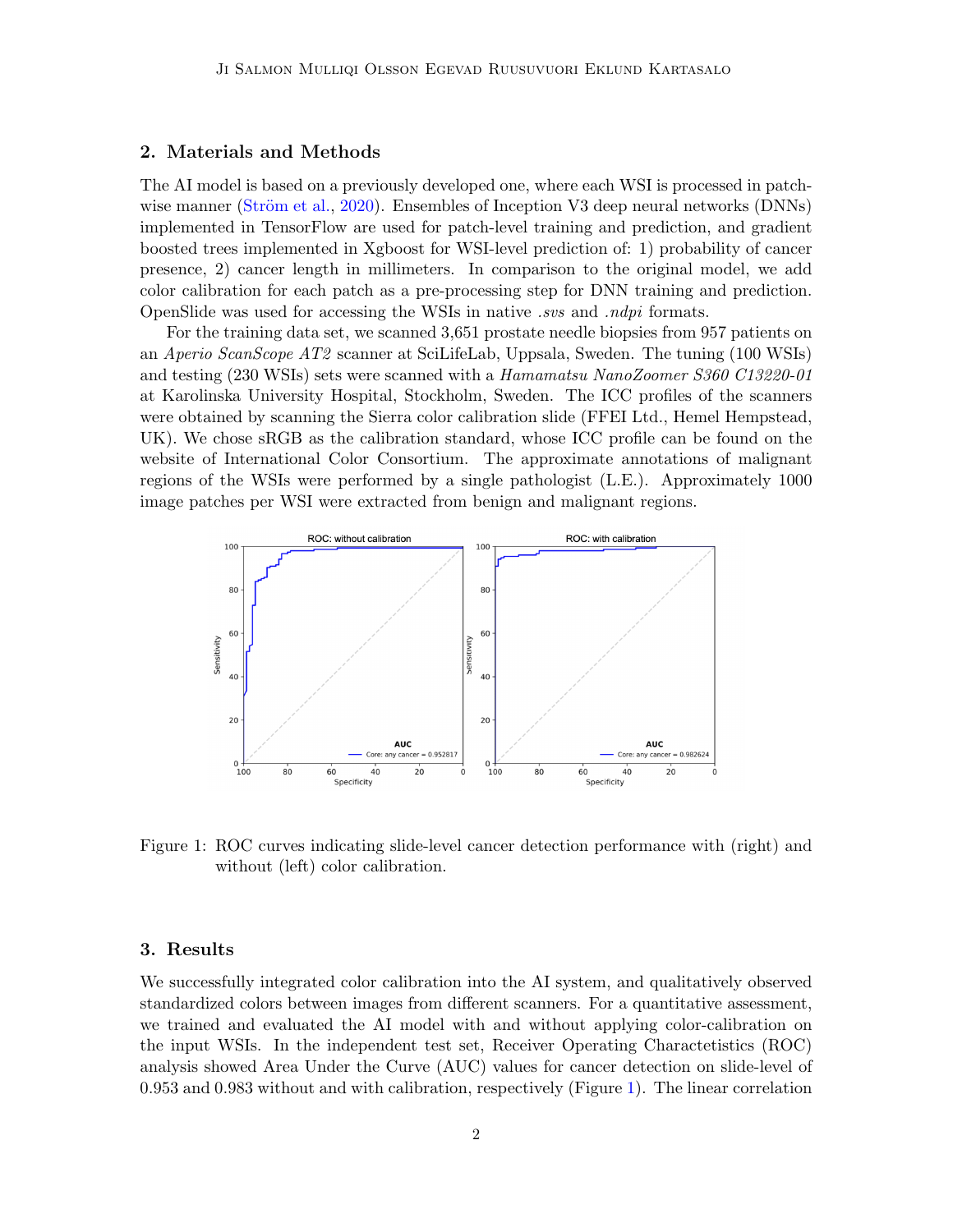## 2. Materials and Methods

The AI model is based on a previously developed one, where each WSI is processed in patch-wise manner (Ström et al., 2020). Ensembles of Inception V3 deep neural networks (DNNs) implemented in TensorFlow are used for patch-level training and prediction, and gradient boosted trees implemented in Xgboost for WSI-level prediction of: 1) probability of cancer presence, 2) cancer length in millimeters. In comparison to the original model, we add color calibration for each patch as a pre-processing step for DNN training and prediction. OpenSlide was used for accessing the WSIs in native *.svs* and *.ndpi* formats.

For the training data set, we scanned 3,651 prostate needle biopsies from 957 patients on an *Aperio ScanScope AT2* scanner at SciLifeLab, Uppsala, Sweden. The tuning (100 WSIs) and testing (230 WSIs) sets were scanned with a *Hamamatsu NanoZoomer S360 C13220-01* at Karolinska University Hospital, Stockholm, Sweden. The ICC profiles of the scanners were obtained by scanning the Sierra color calibration slide (FFEI Ltd., Hemel Hempstead, UK). We chose sRGB as the calibration standard, whose ICC profile can be found on the website of International Color Consortium. The approximate annotations of malignant regions of the WSIs were performed by a single pathologist (L.E.). Approximately 1000 image patches per WSI were extracted from benign and malignant regions.

Figure 1: ROC curves indicating slide-level cancer detection performance with (right) and without (left) color calibration.

## 3. Results

We successfully integrated color calibration into the AI system, and qualitatively observed standardized colors between images from different scanners. For a quantitative assessment, we trained and evaluated the AI model with and without applying color-calibration on the input WSIs. In the independent test set, Receiver Operating Charactetistics (ROC) analysis showed Area Under the Curve (AUC) values for cancer detection on slide-level of 0.953 and 0.983 without and with calibration, respectively (Figure 1). The linear correlation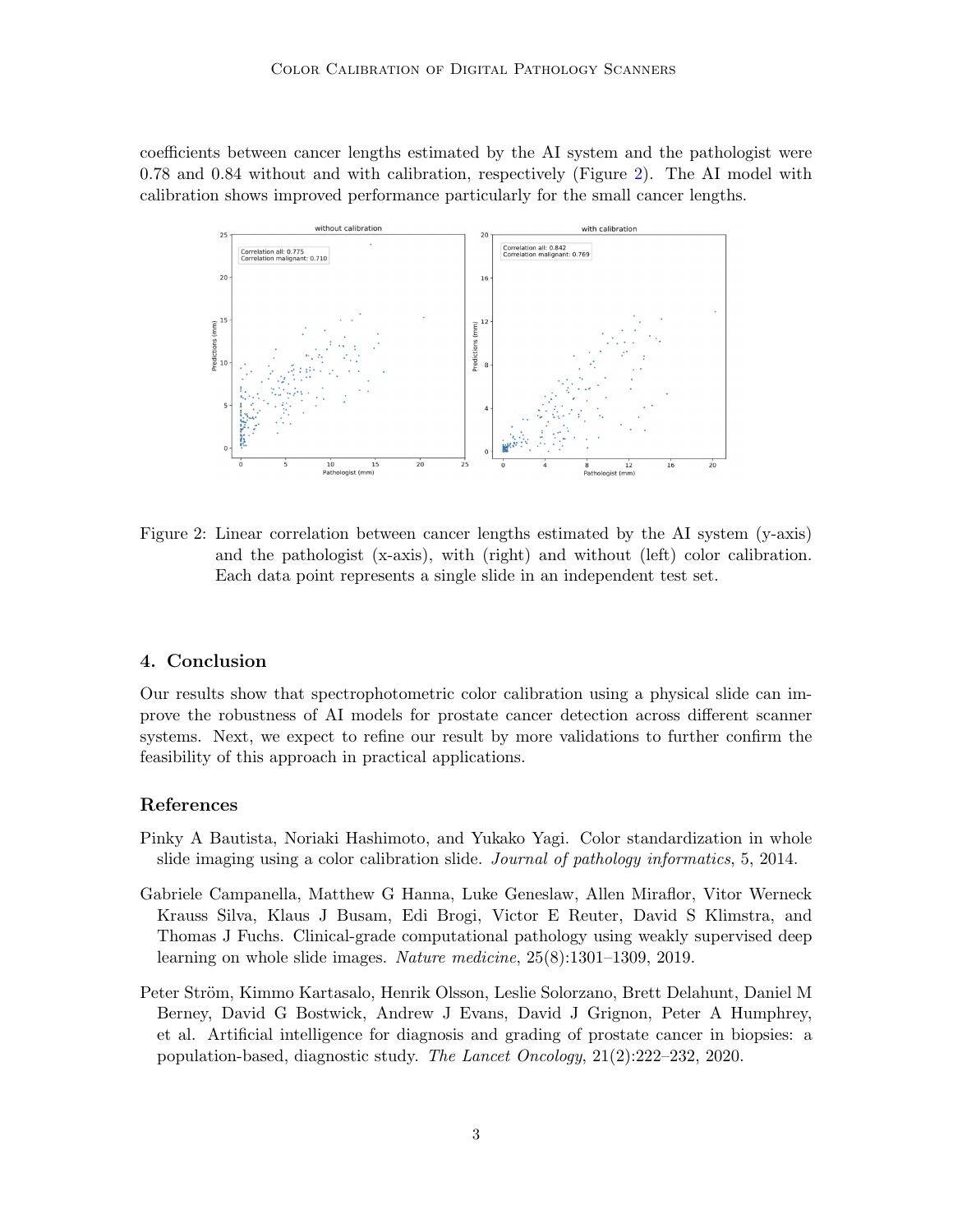coefficients between cancer lengths estimated by the AI system and the pathologist were 0.78 and 0.84 without and with calibration, respectively (Figure 2). The AI model with calibration shows improved performance particularly for the small cancer lengths.

without calibration

Correlation all: 0.775
Correlation malignant: 0.710

Predictions (mm)

Pathologist (mm)

with calibration

Correlation all: 0.842
Correlation malignant: 0.769

Predictions (mm)

Pathologist (mm)

Figure 2: Linear correlation between cancer lengths estimated by the AI system (y-axis) and the pathologist (x-axis), with (right) and without (left) color calibration. Each data point represents a single slide in an independent test set.

## 4. Conclusion

Our results show that spectrophotometric color calibration using a physical slide can improve the robustness of AI models for prostate cancer detection across different scanner systems. Next, we expect to refine our result by more validations to further confirm the feasibility of this approach in practical applications.

## References

Pinky A Bautista, Noriaki Hashimoto, and Yukako Yagi. Color standardization in whole slide imaging using a color calibration slide. *Journal of pathology informatics*, 5, 2014.

Gabriele Campanella, Matthew G Hanna, Luke Geneslaw, Allen Miraflor, Vitor Werneck Krauss Silva, Klaus J Busam, Edi Brogi, Victor E Reuter, David S Klimstra, and Thomas J Fuchs. Clinical-grade computational pathology using weakly supervised deep learning on whole slide images. *Nature medicine*, 25(8):1301–1309, 2019.

Peter Ström, Kimmo Kartasalo, Henrik Olsson, Leslie Solorzano, Brett Delahunt, Daniel M Berney, David G Bostwick, Andrew J Evans, David J Grignon, Peter A Humphrey, et al. Artificial intelligence for diagnosis and grading of prostate cancer in biopsies: a population-based, diagnostic study. *The Lancet Oncology*, 21(2):222–232, 2020.